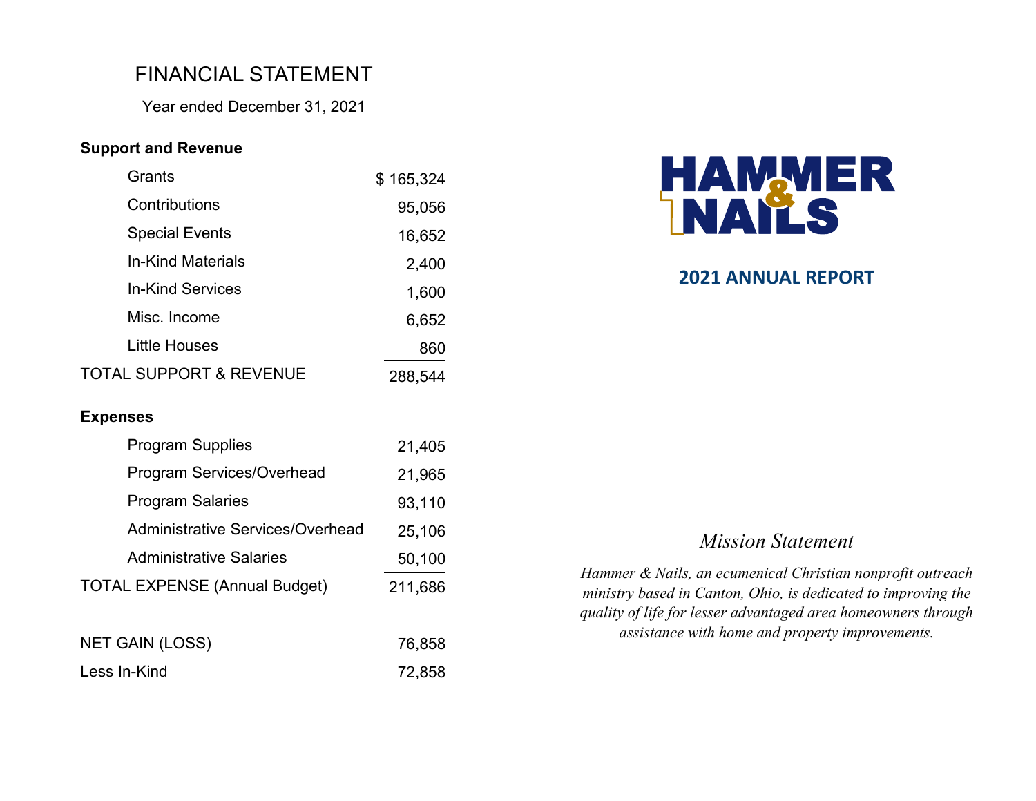# FINANCIAL STATEMENT

Year ended December 31, 2021

| **Support and Revenue** | |
|---|---|
| Grants | $ 165,324 |
| Contributions | 95,056 |
| Special Events | 16,652 |
| In-Kind Materials | 2,400 |
| In-Kind Services | 1,600 |
| Misc. Income | 6,652 |
| Little Houses | 860 |
| TOTAL SUPPORT & REVENUE | 288,544 |
| **Expenses** | |
| Program Supplies | 21,405 |
| Program Services/Overhead | 21,965 |
| Program Salaries | 93,110 |
| Administrative Services/Overhead | 25,106 |
| Administrative Salaries | 50,100 |
| TOTAL EXPENSE (Annual Budget) | 211,686 |
| NET GAIN (LOSS) | 76,858 |
| Less In-Kind | 72,858 |

# HAMMER & NAILS

## 2021 ANNUAL REPORT

### *Mission Statement*

*Hammer & Nails, an ecumenical Christian nonprofit outreach ministry based in Canton, Ohio, is dedicated to improving the quality of life for lesser advantaged area homeowners through assistance with home and property improvements.*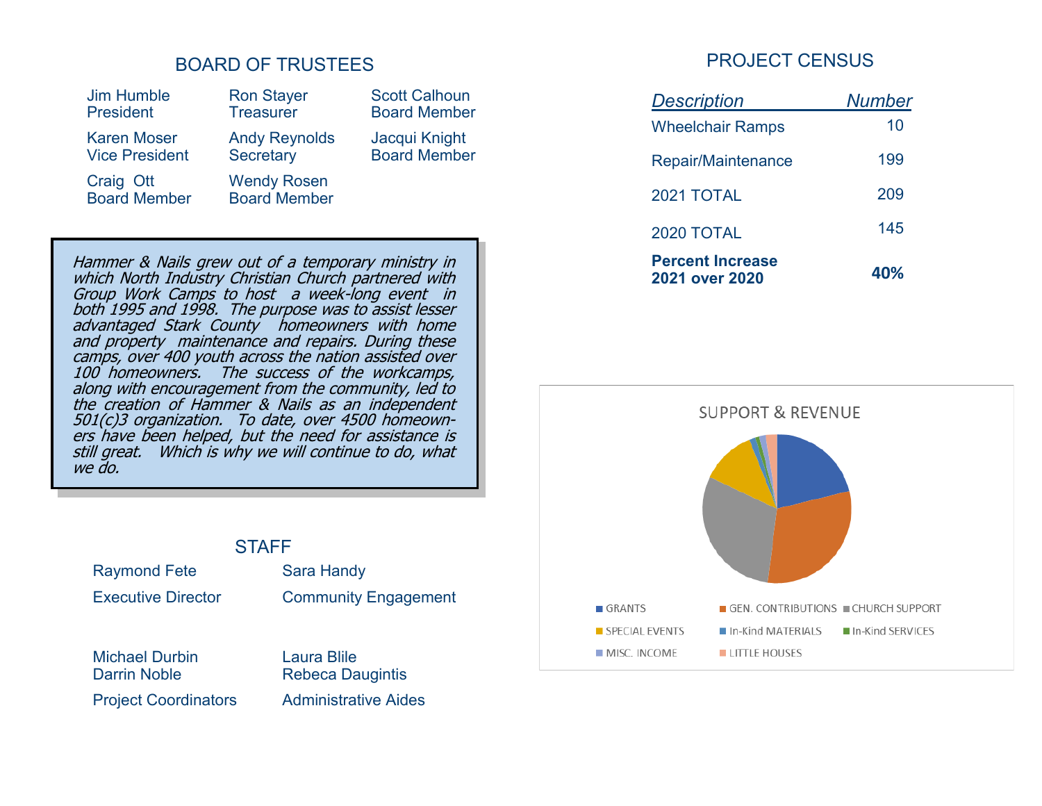## BOARD OF TRUSTEES

Jim Humble
President

Karen Moser
Vice President

Craig Ott
Board Member

Ron Stayer
Treasurer

Andy Reynolds
Secretary

Wendy Rosen
Board Member

Scott Calhoun
Board Member

Jacqui Knight
Board Member

*Hammer & Nails grew out of a temporary ministry in which North Industry Christian Church partnered with Group Work Camps to host a week-long event in both 1995 and 1998. The purpose was to assist lesser advantaged Stark County homeowners with home and property maintenance and repairs. During these camps, over 400 youth across the nation assisted over 100 homeowners. The success of the workcamps, along with encouragement from the community, led to the creation of Hammer & Nails as an independent 501(c)3 organization. To date, over 4500 homeowners have been helped, but the need for assistance is still great. Which is why we will continue to do, what we do.*

## STAFF

Raymond Fete
Executive Director

Sara Handy
Community Engagement

Michael Durbin
Darrin Noble
Project Coordinators

Laura Blile
Rebeca Daugintis
Administrative Aides

## PROJECT CENSUS

| *Description* | *Number* |
|---|---|
| Wheelchair Ramps | 10 |
| Repair/Maintenance | 199 |
| 2021 TOTAL | 209 |
| 2020 TOTAL | 145 |
| **Percent Increase 2021 over 2020** | **40%** |

SUPPORT & REVENUE

GRANTS
GEN. CONTRIBUTIONS
CHURCH SUPPORT
SPECIAL EVENTS
In-Kind MATERIALS
In-Kind SERVICES
MISC. INCOME
LITTLE HOUSES